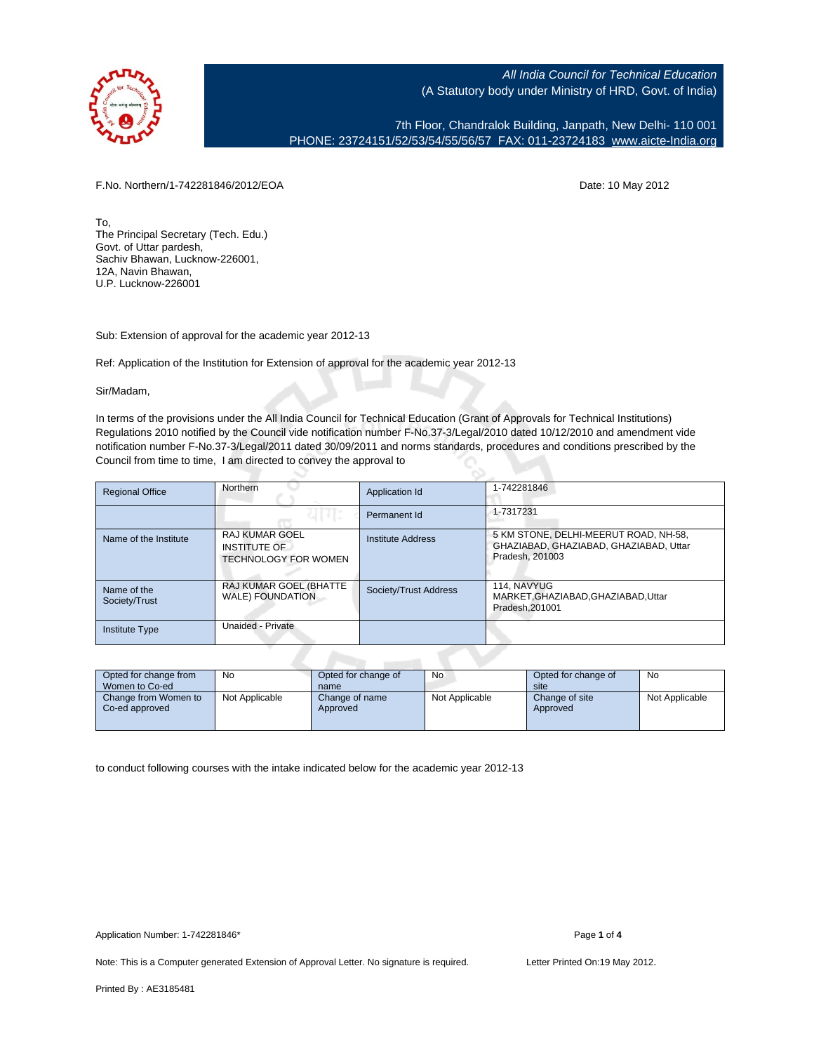All India Council for Technical Education
(A Statutory body under Ministry of HRD, Govt. of India)

7th Floor, Chandralok Building, Janpath, New Delhi- 110 001
PHONE: 23724151/52/53/54/55/56/57 FAX: 011-23724183 www.aicte-India.org

F.No. Northern/1-742281846/2012/EOA

Date: 10 May 2012

To,
The Principal Secretary (Tech. Edu.)
Govt. of Uttar pardesh,
Sachiv Bhawan, Lucknow-226001,
12A, Navin Bhawan,
U.P. Lucknow-226001

Sub: Extension of approval for the academic year 2012-13

Ref: Application of the Institution for Extension of approval for the academic year 2012-13

Sir/Madam,

In terms of the provisions under the All India Council for Technical Education (Grant of Approvals for Technical Institutions) Regulations 2010 notified by the Council vide notification number F-No.37-3/Legal/2010 dated 10/12/2010 and amendment vide notification number F-No.37-3/Legal/2011 dated 30/09/2011 and norms standards, procedures and conditions prescribed by the Council from time to time, I am directed to convey the approval to

| Regional Office | Northern | Application Id | 1-742281846 |
|---|---|---|---|
| | | Permanent Id | 1-7317231 |
| Name of the Institute | RAJ KUMAR GOEL INSTITUTE OF TECHNOLOGY FOR WOMEN | Institute Address | 5 KM STONE, DELHI-MEERUT ROAD, NH-58, GHAZIABAD, GHAZIABAD, GHAZIABAD, Uttar Pradesh, 201003 |
| Name of the Society/Trust | RAJ KUMAR GOEL (BHATTE WALE) FOUNDATION | Society/Trust Address | 114, NAVYUG MARKET,GHAZIABAD,GHAZIABAD,Uttar Pradesh,201001 |
| Institute Type | Unaided - Private | | |

| Opted for change from Women to Co-ed | No | Opted for change of name | No | Opted for change of site | No |
|---|---|---|---|---|---|
| Change from Women to Co-ed approved | Not Applicable | Change of name Approved | Not Applicable | Change of site Approved | Not Applicable |

to conduct following courses with the intake indicated below for the academic year 2012-13

Application Number: 1-742281846*

Note: This is a Computer generated Extension of Approval Letter. No signature is required.

Letter Printed On:19 May 2012.

Printed By : AE3185481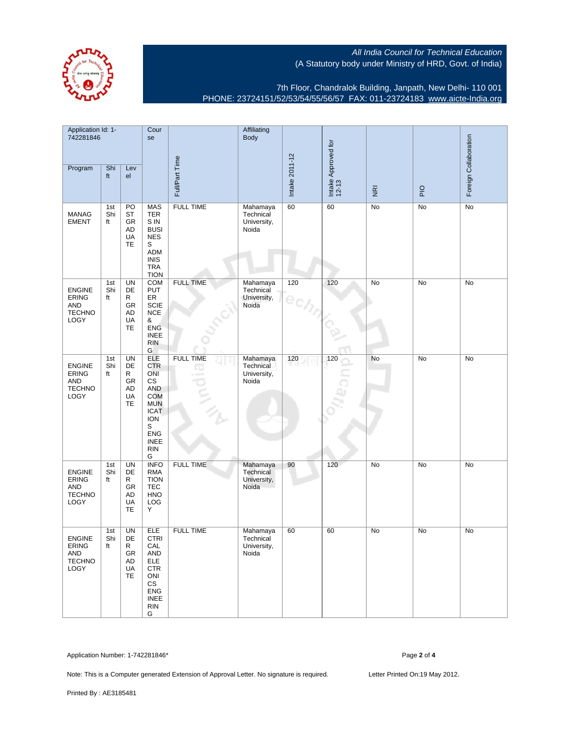All India Council for Technical Education
(A Statutory body under Ministry of HRD, Govt. of India)

7th Floor, Chandralok Building, Janpath, New Delhi- 110 001
PHONE: 23724151/52/53/54/55/56/57 FAX: 011-23724183 www.aicte-India.org

| Application Id: 1-742281846 | | | Course | Full/Part Time | Affiliating Body | Intake 2011-12 | Intake Approved for 12-13 | NRI | PIO | Foreign Collaboration |
|---|---|---|---|---|---|---|---|---|---|---|
| Program | Shift | Level | | | | | | | | |
| MANAGEMENT | 1st Shift | POSTGRADUATE | MASTERS IN BUSINESS ADMINISTRATION | FULL TIME | Mahamaya Technical University, Noida | 60 | 60 | No | No | No |
| ENGINEERING AND TECHNOLOGY | 1st Shift | UNDERGRADUATE | COMPUTER SCIENCE & ENGINEERING | FULL TIME | Mahamaya Technical University, Noida | 120 | 120 | No | No | No |
| ENGINEERING AND TECHNOLOGY | 1st Shift | UNDERGRADUATE | ELECTRONICS AND COMMUNICATIONS ENGINEERING | FULL TIME | Mahamaya Technical University, Noida | 120 | 120 | No | No | No |
| ENGINEERING AND TECHNOLOGY | 1st Shift | UNDERGRADUATE | INFORMATION TECHNOLOGY | FULL TIME | Mahamaya Technical University, Noida | 90 | 120 | No | No | No |
| ENGINEERING AND TECHNOLOGY | 1st Shift | UNDERGRADUATE | ELECTRICAL AND ELECTRONICS ENGINEERING | FULL TIME | Mahamaya Technical University, Noida | 60 | 60 | No | No | No |

Application Number: 1-742281846*

Note: This is a Computer generated Extension of Approval Letter. No signature is required.

Letter Printed On:19 May 2012.

Printed By : AE3185481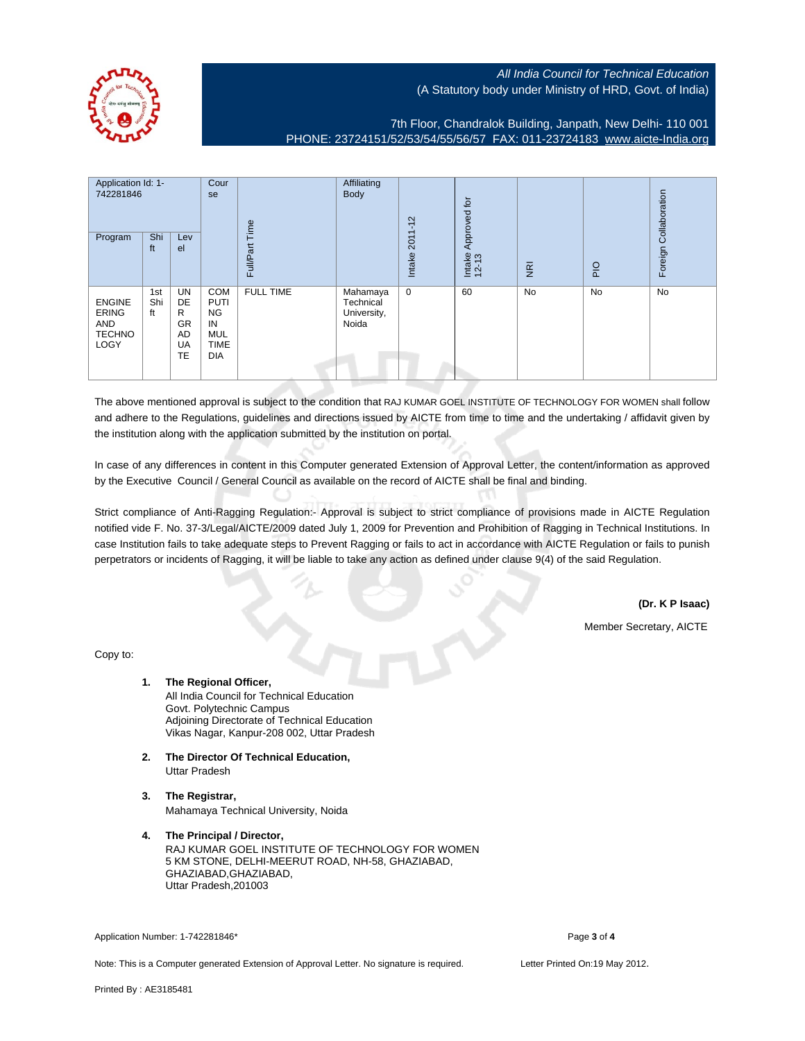*All India Council for Technical Education*
(A Statutory body under Ministry of HRD, Govt. of India)

7th Floor, Chandralok Building, Janpath, New Delhi- 110 001
PHONE: 23724151/52/53/54/55/56/57 FAX: 011-23724183 www.aicte-India.org

| Application Id: 1-742281846 | | | Course | Full/Part Time | Affiliating Body | Intake 2011-12 | Intake Approved for 12-13 | NRI | PIO | Foreign Collaboration |
|---|---|---|---|---|---|---|---|---|---|---|
| Program | Shift | Level | | | | | | | | |
| ENGINEERING AND TECHNOLOGY | 1st Shift | UNDER GRADUATE | COMPUTING IN MULTIMEDIA | FULL TIME | Mahamaya Technical University, Noida | 0 | 60 | No | No | No |

The above mentioned approval is subject to the condition that RAJ KUMAR GOEL INSTITUTE OF TECHNOLOGY FOR WOMEN shall follow and adhere to the Regulations, guidelines and directions issued by AICTE from time to time and the undertaking / affidavit given by the institution along with the application submitted by the institution on portal.

In case of any differences in content in this Computer generated Extension of Approval Letter, the content/information as approved by the Executive Council / General Council as available on the record of AICTE shall be final and binding.

Strict compliance of Anti-Ragging Regulation:- Approval is subject to strict compliance of provisions made in AICTE Regulation notified vide F. No. 37-3/Legal/AICTE/2009 dated July 1, 2009 for Prevention and Prohibition of Ragging in Technical Institutions. In case Institution fails to take adequate steps to Prevent Ragging or fails to act in accordance with AICTE Regulation or fails to punish perpetrators or incidents of Ragging, it will be liable to take any action as defined under clause 9(4) of the said Regulation.

**(Dr. K P Isaac)**

Member Secretary, AICTE

Copy to:

1. **The Regional Officer,**
   All India Council for Technical Education
   Govt. Polytechnic Campus
   Adjoining Directorate of Technical Education
   Vikas Nagar, Kanpur-208 002, Uttar Pradesh

2. **The Director Of Technical Education,**
   Uttar Pradesh

3. **The Registrar,**
   Mahamaya Technical University, Noida

4. **The Principal / Director,**
   RAJ KUMAR GOEL INSTITUTE OF TECHNOLOGY FOR WOMEN
   5 KM STONE, DELHI-MEERUT ROAD, NH-58, GHAZIABAD,
   GHAZIABAD,GHAZIABAD,
   Uttar Pradesh,201003

Application Number: 1-742281846*

Note: This is a Computer generated Extension of Approval Letter. No signature is required.

Letter Printed On:19 May 2012.

Printed By : AE3185481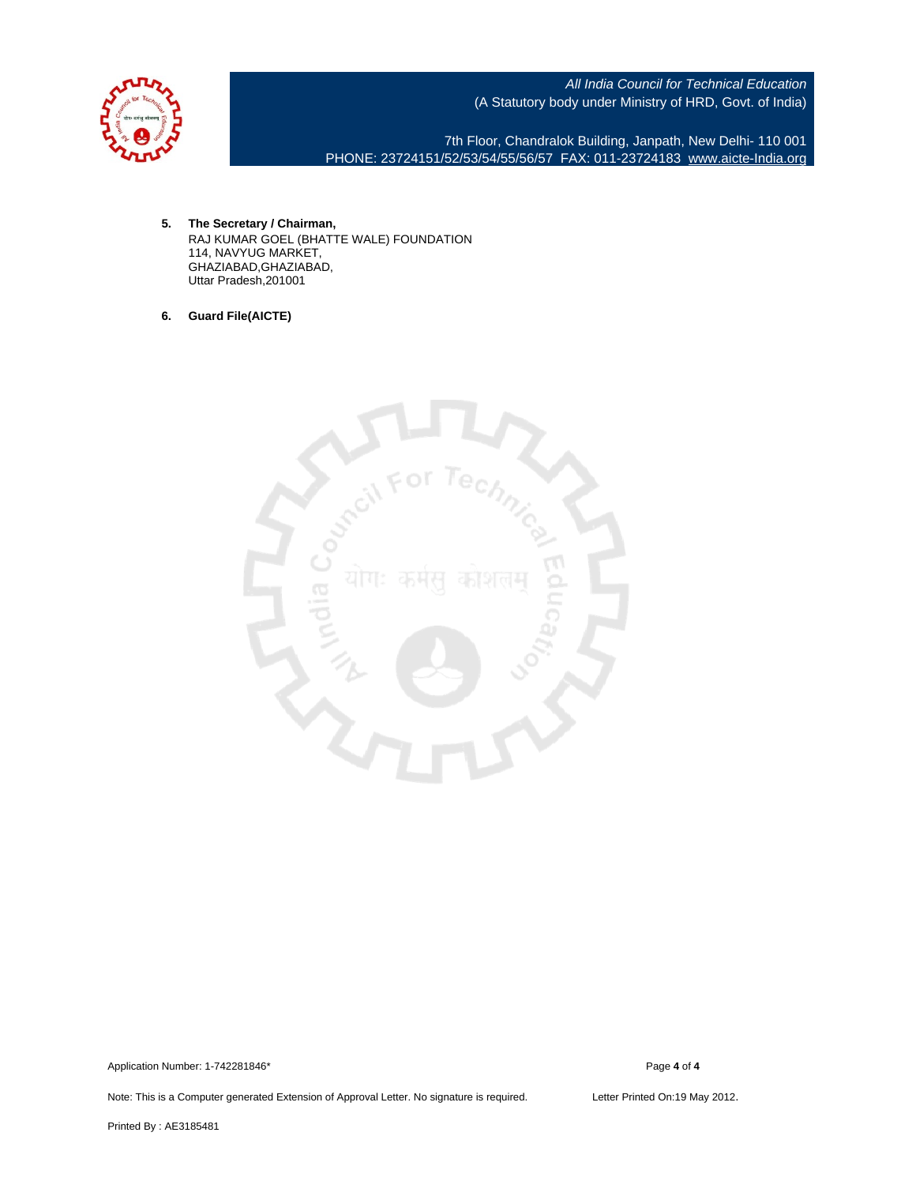5. **The Secretary / Chairman,**
   RAJ KUMAR GOEL (BHATTE WALE) FOUNDATION
   114, NAVYUG MARKET,
   GHAZIABAD,GHAZIABAD,
   Uttar Pradesh,201001

6. **Guard File(AICTE)**

Application Number: 1-742281846*

Note: This is a Computer generated Extension of Approval Letter. No signature is required.

Letter Printed On:19 May 2012.

Printed By : AE3185481